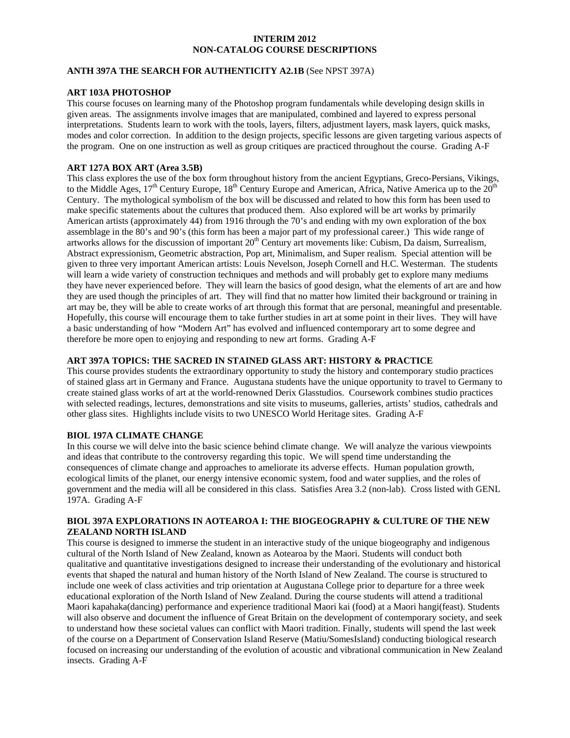# INTERIM 2012
# NON-CATALOG COURSE DESCRIPTIONS

**ANTH 397A THE SEARCH FOR AUTHENTICITY A2.1B** (See NPST 397A)

**ART 103A PHOTOSHOP**

This course focuses on learning many of the Photoshop program fundamentals while developing design skills in given areas. The assignments involve images that are manipulated, combined and layered to express personal interpretations. Students learn to work with the tools, layers, filters, adjustment layers, mask layers, quick masks, modes and color correction. In addition to the design projects, specific lessons are given targeting various aspects of the program. One on one instruction as well as group critiques are practiced throughout the course. Grading A-F

**ART 127A BOX ART (Area 3.5B)**

This class explores the use of the box form throughout history from the ancient Egyptians, Greco-Persians, Vikings, to the Middle Ages, 17th Century Europe, 18th Century Europe and American, Africa, Native America up to the 20th Century. The mythological symbolism of the box will be discussed and related to how this form has been used to make specific statements about the cultures that produced them. Also explored will be art works by primarily American artists (approximately 44) from 1916 through the 70's and ending with my own exploration of the box assemblage in the 80's and 90's (this form has been a major part of my professional career.) This wide range of artworks allows for the discussion of important 20th Century art movements like: Cubism, Da daism, Surrealism, Abstract expressionism, Geometric abstraction, Pop art, Minimalism, and Super realism. Special attention will be given to three very important American artists: Louis Nevelson, Joseph Cornell and H.C. Westerman. The students will learn a wide variety of construction techniques and methods and will probably get to explore many mediums they have never experienced before. They will learn the basics of good design, what the elements of art are and how they are used though the principles of art. They will find that no matter how limited their background or training in art may be, they will be able to create works of art through this format that are personal, meaningful and presentable. Hopefully, this course will encourage them to take further studies in art at some point in their lives. They will have a basic understanding of how "Modern Art" has evolved and influenced contemporary art to some degree and therefore be more open to enjoying and responding to new art forms. Grading A-F

**ART 397A TOPICS: THE SACRED IN STAINED GLASS ART: HISTORY & PRACTICE**

This course provides students the extraordinary opportunity to study the history and contemporary studio practices of stained glass art in Germany and France. Augustana students have the unique opportunity to travel to Germany to create stained glass works of art at the world-renowned Derix Glasstudios. Coursework combines studio practices with selected readings, lectures, demonstrations and site visits to museums, galleries, artists' studios, cathedrals and other glass sites. Highlights include visits to two UNESCO World Heritage sites. Grading A-F

**BIOL 197A CLIMATE CHANGE**

In this course we will delve into the basic science behind climate change. We will analyze the various viewpoints and ideas that contribute to the controversy regarding this topic. We will spend time understanding the consequences of climate change and approaches to ameliorate its adverse effects. Human population growth, ecological limits of the planet, our energy intensive economic system, food and water supplies, and the roles of government and the media will all be considered in this class. Satisfies Area 3.2 (non-lab). Cross listed with GENL 197A. Grading A-F

**BIOL 397A EXPLORATIONS IN AOTEAROA I: THE BIOGEOGRAPHY & CULTURE OF THE NEW ZEALAND NORTH ISLAND**

This course is designed to immerse the student in an interactive study of the unique biogeography and indigenous cultural of the North Island of New Zealand, known as Aotearoa by the Maori. Students will conduct both qualitative and quantitative investigations designed to increase their understanding of the evolutionary and historical events that shaped the natural and human history of the North Island of New Zealand. The course is structured to include one week of class activities and trip orientation at Augustana College prior to departure for a three week educational exploration of the North Island of New Zealand. During the course students will attend a traditional Maori kapahaka(dancing) performance and experience traditional Maori kai (food) at a Maori hangi(feast). Students will also observe and document the influence of Great Britain on the development of contemporary society, and seek to understand how these societal values can conflict with Maori tradition. Finally, students will spend the last week of the course on a Department of Conservation Island Reserve (Matiu/SomesIsland) conducting biological research focused on increasing our understanding of the evolution of acoustic and vibrational communication in New Zealand insects. Grading A-F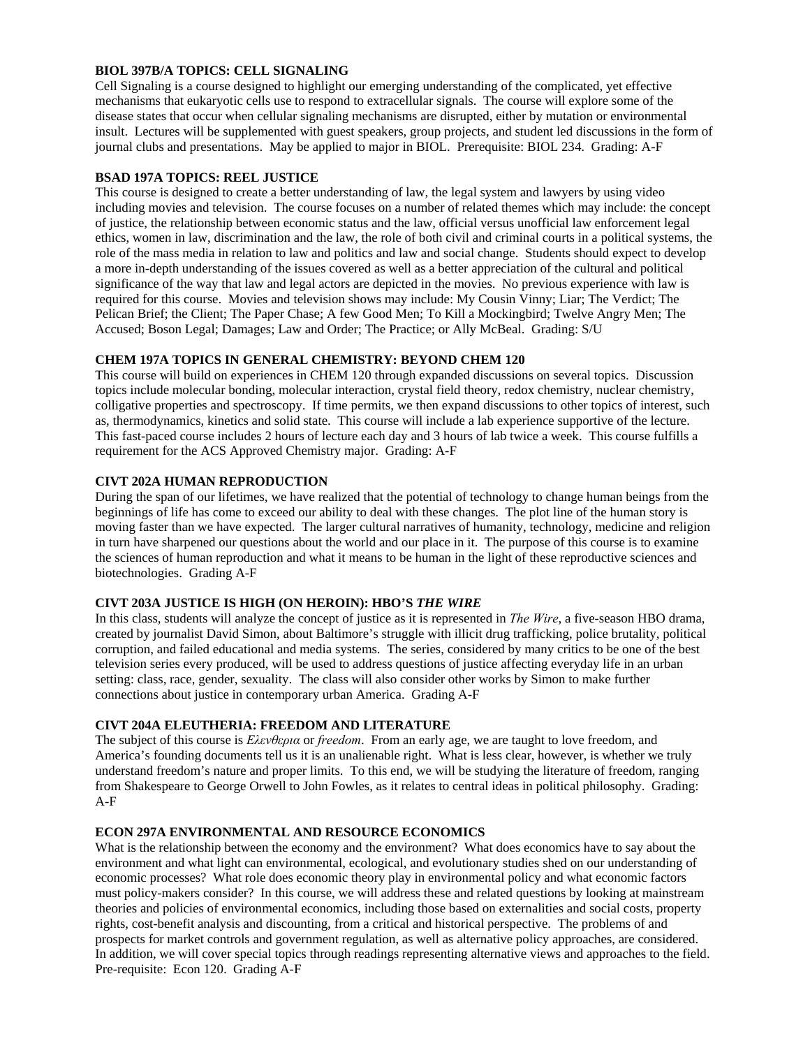**BIOL 397B/A TOPICS: CELL SIGNALING**
Cell Signaling is a course designed to highlight our emerging understanding of the complicated, yet effective mechanisms that eukaryotic cells use to respond to extracellular signals. The course will explore some of the disease states that occur when cellular signaling mechanisms are disrupted, either by mutation or environmental insult. Lectures will be supplemented with guest speakers, group projects, and student led discussions in the form of journal clubs and presentations. May be applied to major in BIOL. Prerequisite: BIOL 234. Grading: A-F

**BSAD 197A TOPICS: REEL JUSTICE**
This course is designed to create a better understanding of law, the legal system and lawyers by using video including movies and television. The course focuses on a number of related themes which may include: the concept of justice, the relationship between economic status and the law, official versus unofficial law enforcement legal ethics, women in law, discrimination and the law, the role of both civil and criminal courts in a political systems, the role of the mass media in relation to law and politics and law and social change. Students should expect to develop a more in-depth understanding of the issues covered as well as a better appreciation of the cultural and political significance of the way that law and legal actors are depicted in the movies. No previous experience with law is required for this course. Movies and television shows may include: My Cousin Vinny; Liar; The Verdict; The Pelican Brief; the Client; The Paper Chase; A few Good Men; To Kill a Mockingbird; Twelve Angry Men; The Accused; Boson Legal; Damages; Law and Order; The Practice; or Ally McBeal. Grading: S/U

**CHEM 197A TOPICS IN GENERAL CHEMISTRY: BEYOND CHEM 120**
This course will build on experiences in CHEM 120 through expanded discussions on several topics. Discussion topics include molecular bonding, molecular interaction, crystal field theory, redox chemistry, nuclear chemistry, colligative properties and spectroscopy. If time permits, we then expand discussions to other topics of interest, such as, thermodynamics, kinetics and solid state. This course will include a lab experience supportive of the lecture. This fast-paced course includes 2 hours of lecture each day and 3 hours of lab twice a week. This course fulfills a requirement for the ACS Approved Chemistry major. Grading: A-F

**CIVT 202A HUMAN REPRODUCTION**
During the span of our lifetimes, we have realized that the potential of technology to change human beings from the beginnings of life has come to exceed our ability to deal with these changes. The plot line of the human story is moving faster than we have expected. The larger cultural narratives of humanity, technology, medicine and religion in turn have sharpened our questions about the world and our place in it. The purpose of this course is to examine the sciences of human reproduction and what it means to be human in the light of these reproductive sciences and biotechnologies. Grading A-F

**CIVT 203A JUSTICE IS HIGH (ON HEROIN): HBO'S *THE WIRE***
In this class, students will analyze the concept of justice as it is represented in *The Wire*, a five-season HBO drama, created by journalist David Simon, about Baltimore's struggle with illicit drug trafficking, police brutality, political corruption, and failed educational and media systems. The series, considered by many critics to be one of the best television series every produced, will be used to address questions of justice affecting everyday life in an urban setting: class, race, gender, sexuality. The class will also consider other works by Simon to make further connections about justice in contemporary urban America. Grading A-F

**CIVT 204A ELEUTHERIA: FREEDOM AND LITERATURE**
The subject of this course is *Ελευθερια* or *freedom*. From an early age, we are taught to love freedom, and America's founding documents tell us it is an unalienable right. What is less clear, however, is whether we truly understand freedom's nature and proper limits. To this end, we will be studying the literature of freedom, ranging from Shakespeare to George Orwell to John Fowles, as it relates to central ideas in political philosophy. Grading: A-F

**ECON 297A ENVIRONMENTAL AND RESOURCE ECONOMICS**
What is the relationship between the economy and the environment? What does economics have to say about the environment and what light can environmental, ecological, and evolutionary studies shed on our understanding of economic processes? What role does economic theory play in environmental policy and what economic factors must policy-makers consider? In this course, we will address these and related questions by looking at mainstream theories and policies of environmental economics, including those based on externalities and social costs, property rights, cost-benefit analysis and discounting, from a critical and historical perspective. The problems of and prospects for market controls and government regulation, as well as alternative policy approaches, are considered. In addition, we will cover special topics through readings representing alternative views and approaches to the field. Pre-requisite: Econ 120. Grading A-F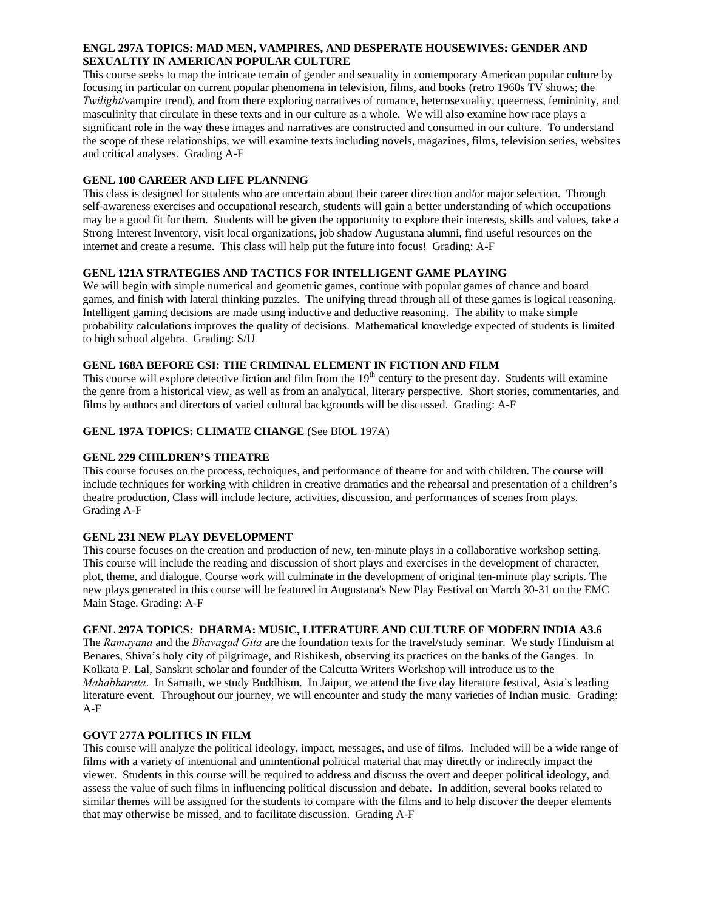**ENGL 297A TOPICS: MAD MEN, VAMPIRES, AND DESPERATE HOUSEWIVES: GENDER AND SEXUALTIY IN AMERICAN POPULAR CULTURE**

This course seeks to map the intricate terrain of gender and sexuality in contemporary American popular culture by focusing in particular on current popular phenomena in television, films, and books (retro 1960s TV shows; the *Twilight*/vampire trend), and from there exploring narratives of romance, heterosexuality, queerness, femininity, and masculinity that circulate in these texts and in our culture as a whole. We will also examine how race plays a significant role in the way these images and narratives are constructed and consumed in our culture. To understand the scope of these relationships, we will examine texts including novels, magazines, films, television series, websites and critical analyses. Grading A-F

**GENL 100 CAREER AND LIFE PLANNING**

This class is designed for students who are uncertain about their career direction and/or major selection. Through self-awareness exercises and occupational research, students will gain a better understanding of which occupations may be a good fit for them. Students will be given the opportunity to explore their interests, skills and values, take a Strong Interest Inventory, visit local organizations, job shadow Augustana alumni, find useful resources on the internet and create a resume. This class will help put the future into focus! Grading: A-F

**GENL 121A STRATEGIES AND TACTICS FOR INTELLIGENT GAME PLAYING**

We will begin with simple numerical and geometric games, continue with popular games of chance and board games, and finish with lateral thinking puzzles. The unifying thread through all of these games is logical reasoning. Intelligent gaming decisions are made using inductive and deductive reasoning. The ability to make simple probability calculations improves the quality of decisions. Mathematical knowledge expected of students is limited to high school algebra. Grading: S/U

**GENL 168A BEFORE CSI: THE CRIMINAL ELEMENT IN FICTION AND FILM**

This course will explore detective fiction and film from the 19th century to the present day. Students will examine the genre from a historical view, as well as from an analytical, literary perspective. Short stories, commentaries, and films by authors and directors of varied cultural backgrounds will be discussed. Grading: A-F

**GENL 197A TOPICS: CLIMATE CHANGE** (See BIOL 197A)

**GENL 229 CHILDREN'S THEATRE**

This course focuses on the process, techniques, and performance of theatre for and with children. The course will include techniques for working with children in creative dramatics and the rehearsal and presentation of a children's theatre production, Class will include lecture, activities, discussion, and performances of scenes from plays. Grading A-F

**GENL 231 NEW PLAY DEVELOPMENT**

This course focuses on the creation and production of new, ten-minute plays in a collaborative workshop setting. This course will include the reading and discussion of short plays and exercises in the development of character, plot, theme, and dialogue. Course work will culminate in the development of original ten-minute play scripts. The new plays generated in this course will be featured in Augustana's New Play Festival on March 30-31 on the EMC Main Stage. Grading: A-F

**GENL 297A TOPICS: DHARMA: MUSIC, LITERATURE AND CULTURE OF MODERN INDIA A3.6**

The *Ramayana* and the *Bhavagad Gita* are the foundation texts for the travel/study seminar. We study Hinduism at Benares, Shiva's holy city of pilgrimage, and Rishikesh, observing its practices on the banks of the Ganges. In Kolkata P. Lal, Sanskrit scholar and founder of the Calcutta Writers Workshop will introduce us to the *Mahabharata*. In Sarnath, we study Buddhism. In Jaipur, we attend the five day literature festival, Asia's leading literature event. Throughout our journey, we will encounter and study the many varieties of Indian music. Grading: A-F

**GOVT 277A POLITICS IN FILM**

This course will analyze the political ideology, impact, messages, and use of films. Included will be a wide range of films with a variety of intentional and unintentional political material that may directly or indirectly impact the viewer. Students in this course will be required to address and discuss the overt and deeper political ideology, and assess the value of such films in influencing political discussion and debate. In addition, several books related to similar themes will be assigned for the students to compare with the films and to help discover the deeper elements that may otherwise be missed, and to facilitate discussion. Grading A-F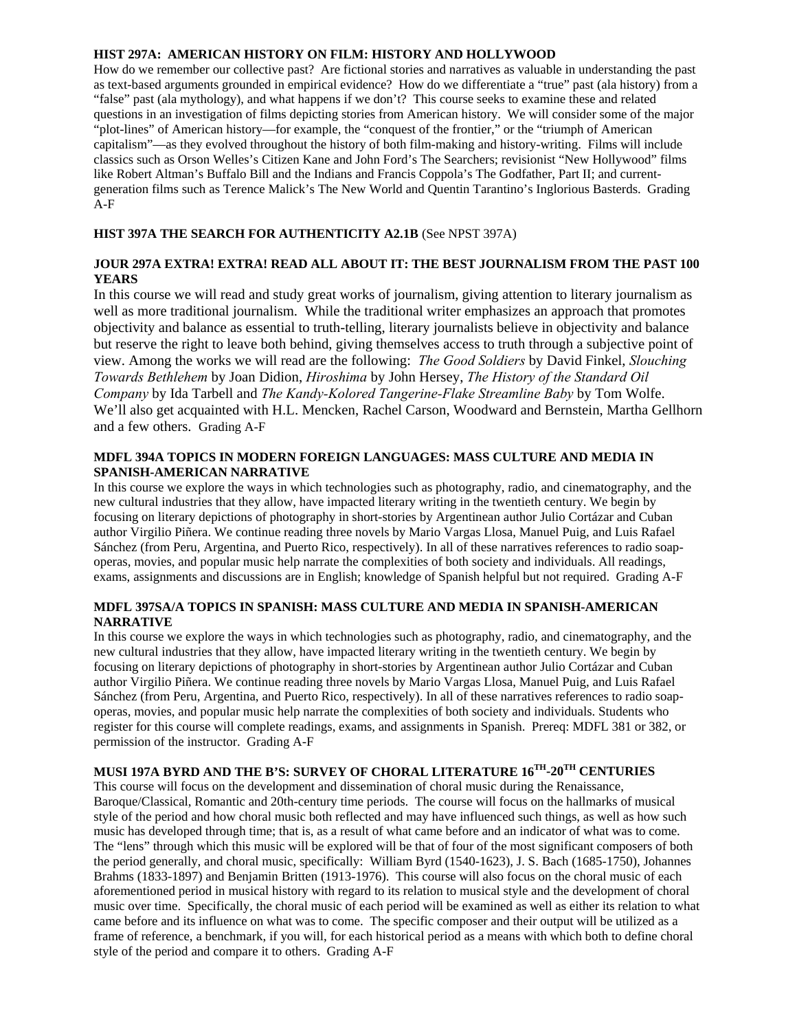**HIST 297A: AMERICAN HISTORY ON FILM: HISTORY AND HOLLYWOOD**

How do we remember our collective past? Are fictional stories and narratives as valuable in understanding the past as text-based arguments grounded in empirical evidence? How do we differentiate a "true" past (ala history) from a "false" past (ala mythology), and what happens if we don't? This course seeks to examine these and related questions in an investigation of films depicting stories from American history. We will consider some of the major "plot-lines" of American history—for example, the "conquest of the frontier," or the "triumph of American capitalism"—as they evolved throughout the history of both film-making and history-writing. Films will include classics such as Orson Welles's Citizen Kane and John Ford's The Searchers; revisionist "New Hollywood" films like Robert Altman's Buffalo Bill and the Indians and Francis Coppola's The Godfather, Part II; and current-generation films such as Terence Malick's The New World and Quentin Tarantino's Inglorious Basterds. Grading A-F

**HIST 397A THE SEARCH FOR AUTHENTICITY A2.1B** (See NPST 397A)

**JOUR 297A EXTRA! EXTRA! READ ALL ABOUT IT: THE BEST JOURNALISM FROM THE PAST 100 YEARS**

In this course we will read and study great works of journalism, giving attention to literary journalism as well as more traditional journalism. While the traditional writer emphasizes an approach that promotes objectivity and balance as essential to truth-telling, literary journalists believe in objectivity and balance but reserve the right to leave both behind, giving themselves access to truth through a subjective point of view. Among the works we will read are the following: *The Good Soldiers* by David Finkel, *Slouching Towards Bethlehem* by Joan Didion, *Hiroshima* by John Hersey, *The History of the Standard Oil Company* by Ida Tarbell and *The Kandy-Kolored Tangerine-Flake Streamline Baby* by Tom Wolfe. We'll also get acquainted with H.L. Mencken, Rachel Carson, Woodward and Bernstein, Martha Gellhorn and a few others. Grading A-F

**MDFL 394A TOPICS IN MODERN FOREIGN LANGUAGES: MASS CULTURE AND MEDIA IN SPANISH-AMERICAN NARRATIVE**

In this course we explore the ways in which technologies such as photography, radio, and cinematography, and the new cultural industries that they allow, have impacted literary writing in the twentieth century. We begin by focusing on literary depictions of photography in short-stories by Argentinean author Julio Cortázar and Cuban author Virgilio Piñera. We continue reading three novels by Mario Vargas Llosa, Manuel Puig, and Luis Rafael Sánchez (from Peru, Argentina, and Puerto Rico, respectively). In all of these narratives references to radio soap-operas, movies, and popular music help narrate the complexities of both society and individuals. All readings, exams, assignments and discussions are in English; knowledge of Spanish helpful but not required. Grading A-F

**MDFL 397SA/A TOPICS IN SPANISH: MASS CULTURE AND MEDIA IN SPANISH-AMERICAN NARRATIVE**

In this course we explore the ways in which technologies such as photography, radio, and cinematography, and the new cultural industries that they allow, have impacted literary writing in the twentieth century. We begin by focusing on literary depictions of photography in short-stories by Argentinean author Julio Cortázar and Cuban author Virgilio Piñera. We continue reading three novels by Mario Vargas Llosa, Manuel Puig, and Luis Rafael Sánchez (from Peru, Argentina, and Puerto Rico, respectively). In all of these narratives references to radio soap-operas, movies, and popular music help narrate the complexities of both society and individuals. Students who register for this course will complete readings, exams, and assignments in Spanish. Prereq: MDFL 381 or 382, or permission of the instructor. Grading A-F

**MUSI 197A BYRD AND THE B'S: SURVEY OF CHORAL LITERATURE 16TH-20TH CENTURIES**

This course will focus on the development and dissemination of choral music during the Renaissance, Baroque/Classical, Romantic and 20th-century time periods. The course will focus on the hallmarks of musical style of the period and how choral music both reflected and may have influenced such things, as well as how such music has developed through time; that is, as a result of what came before and an indicator of what was to come. The "lens" through which this music will be explored will be that of four of the most significant composers of both the period generally, and choral music, specifically: William Byrd (1540-1623), J. S. Bach (1685-1750), Johannes Brahms (1833-1897) and Benjamin Britten (1913-1976). This course will also focus on the choral music of each aforementioned period in musical history with regard to its relation to musical style and the development of choral music over time. Specifically, the choral music of each period will be examined as well as either its relation to what came before and its influence on what was to come. The specific composer and their output will be utilized as a frame of reference, a benchmark, if you will, for each historical period as a means with which both to define choral style of the period and compare it to others. Grading A-F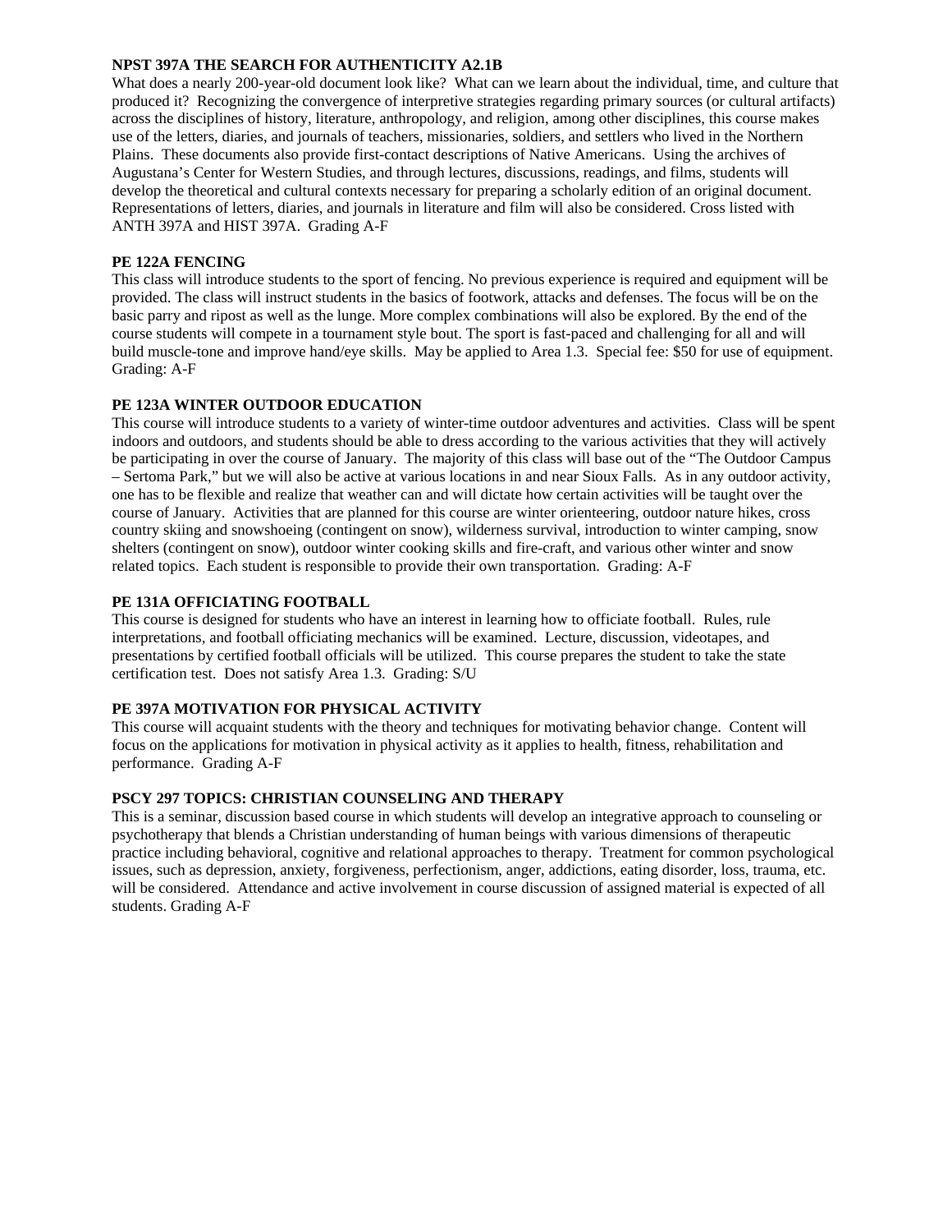**NPST 397A THE SEARCH FOR AUTHENTICITY A2.1B**

What does a nearly 200-year-old document look like? What can we learn about the individual, time, and culture that produced it? Recognizing the convergence of interpretive strategies regarding primary sources (or cultural artifacts) across the disciplines of history, literature, anthropology, and religion, among other disciplines, this course makes use of the letters, diaries, and journals of teachers, missionaries, soldiers, and settlers who lived in the Northern Plains. These documents also provide first-contact descriptions of Native Americans. Using the archives of Augustana's Center for Western Studies, and through lectures, discussions, readings, and films, students will develop the theoretical and cultural contexts necessary for preparing a scholarly edition of an original document. Representations of letters, diaries, and journals in literature and film will also be considered. Cross listed with ANTH 397A and HIST 397A. Grading A-F

**PE 122A FENCING**

This class will introduce students to the sport of fencing. No previous experience is required and equipment will be provided. The class will instruct students in the basics of footwork, attacks and defenses. The focus will be on the basic parry and ripost as well as the lunge. More complex combinations will also be explored. By the end of the course students will compete in a tournament style bout. The sport is fast-paced and challenging for all and will build muscle-tone and improve hand/eye skills. May be applied to Area 1.3. Special fee: $50 for use of equipment. Grading: A-F

**PE 123A WINTER OUTDOOR EDUCATION**

This course will introduce students to a variety of winter-time outdoor adventures and activities. Class will be spent indoors and outdoors, and students should be able to dress according to the various activities that they will actively be participating in over the course of January. The majority of this class will base out of the "The Outdoor Campus – Sertoma Park," but we will also be active at various locations in and near Sioux Falls. As in any outdoor activity, one has to be flexible and realize that weather can and will dictate how certain activities will be taught over the course of January. Activities that are planned for this course are winter orienteering, outdoor nature hikes, cross country skiing and snowshoeing (contingent on snow), wilderness survival, introduction to winter camping, snow shelters (contingent on snow), outdoor winter cooking skills and fire-craft, and various other winter and snow related topics. Each student is responsible to provide their own transportation. Grading: A-F

**PE 131A OFFICIATING FOOTBALL**

This course is designed for students who have an interest in learning how to officiate football. Rules, rule interpretations, and football officiating mechanics will be examined. Lecture, discussion, videotapes, and presentations by certified football officials will be utilized. This course prepares the student to take the state certification test. Does not satisfy Area 1.3. Grading: S/U

**PE 397A MOTIVATION FOR PHYSICAL ACTIVITY**

This course will acquaint students with the theory and techniques for motivating behavior change. Content will focus on the applications for motivation in physical activity as it applies to health, fitness, rehabilitation and performance. Grading A-F

**PSCY 297 TOPICS: CHRISTIAN COUNSELING AND THERAPY**

This is a seminar, discussion based course in which students will develop an integrative approach to counseling or psychotherapy that blends a Christian understanding of human beings with various dimensions of therapeutic practice including behavioral, cognitive and relational approaches to therapy. Treatment for common psychological issues, such as depression, anxiety, forgiveness, perfectionism, anger, addictions, eating disorder, loss, trauma, etc. will be considered. Attendance and active involvement in course discussion of assigned material is expected of all students. Grading A-F